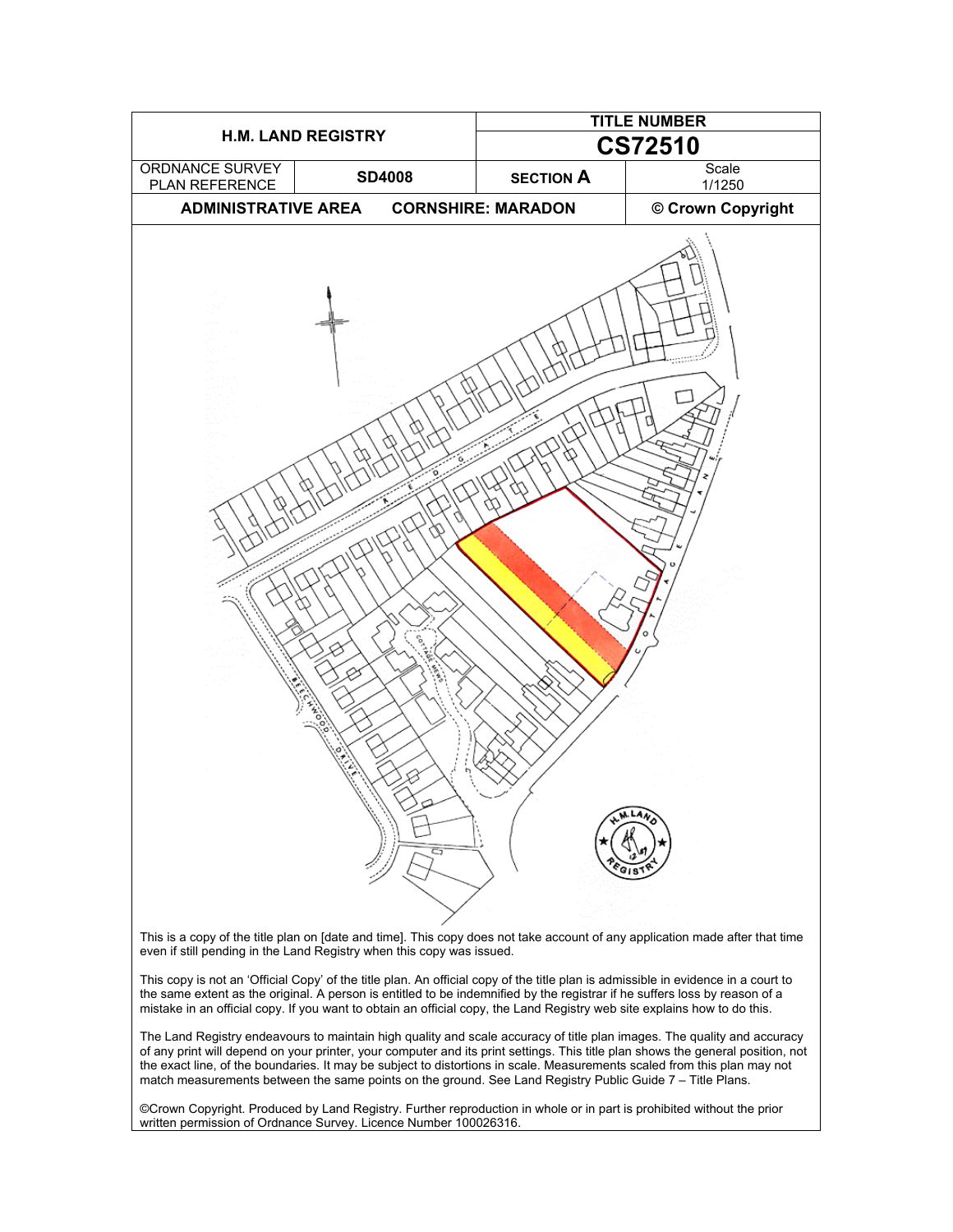| H.M. LAND REGISTRY | | TITLE NUMBER | |
|---|---|---|---|
| | | **CS72510** | |
| ORDNANCE SURVEY PLAN REFERENCE | **SD4008** | **SECTION A** | Scale 1/1250 |
| **ADMINISTRATIVE AREA** | **CORNSHIRE: MARADON** | | **© Crown Copyright** |

AEDGATE

COTTAGE LANE

COTTAGE MEWS

BEECHWOOD DRIVE

H.M. LAND REGISTRY

This is a copy of the title plan on [date and time]. This copy does not take account of any application made after that time even if still pending in the Land Registry when this copy was issued.

This copy is not an 'Official Copy' of the title plan. An official copy of the title plan is admissible in evidence in a court to the same extent as the original. A person is entitled to be indemnified by the registrar if he suffers loss by reason of a mistake in an official copy. If you want to obtain an official copy, the Land Registry web site explains how to do this.

The Land Registry endeavours to maintain high quality and scale accuracy of title plan images. The quality and accuracy of any print will depend on your printer, your computer and its print settings. This title plan shows the general position, not the exact line, of the boundaries. It may be subject to distortions in scale. Measurements scaled from this plan may not match measurements between the same points on the ground. See Land Registry Public Guide 7 – Title Plans.

©Crown Copyright. Produced by Land Registry. Further reproduction in whole or in part is prohibited without the prior written permission of Ordnance Survey. Licence Number 100026316.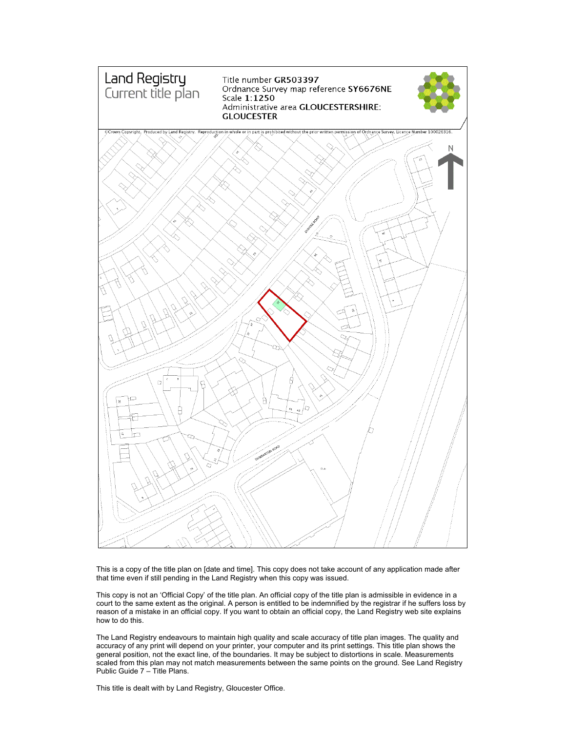Land Registry
Current title plan

Title number **GR503397**
Ordnance Survey map reference **SY6676NE**
Scale **1:1250**
Administrative area **GLOUCESTERSHIRE: GLOUCESTER**

©Crown Copyright. Produced by Land Registry. Reproduction in whole or in part is prohibited without the prior written permission of Ordnance Survey. Licence Number 100026316.

DUNDEE ROAD

DUMBARTON ROAD

N

This is a copy of the title plan on [date and time]. This copy does not take account of any application made after that time even if still pending in the Land Registry when this copy was issued.

This copy is not an 'Official Copy' of the title plan. An official copy of the title plan is admissible in evidence in a court to the same extent as the original. A person is entitled to be indemnified by the registrar if he suffers loss by reason of a mistake in an official copy. If you want to obtain an official copy, the Land Registry web site explains how to do this.

The Land Registry endeavours to maintain high quality and scale accuracy of title plan images. The quality and accuracy of any print will depend on your printer, your computer and its print settings. This title plan shows the general position, not the exact line, of the boundaries. It may be subject to distortions in scale. Measurements scaled from this plan may not match measurements between the same points on the ground. See Land Registry Public Guide 7 – Title Plans.

This title is dealt with by Land Registry, Gloucester Office.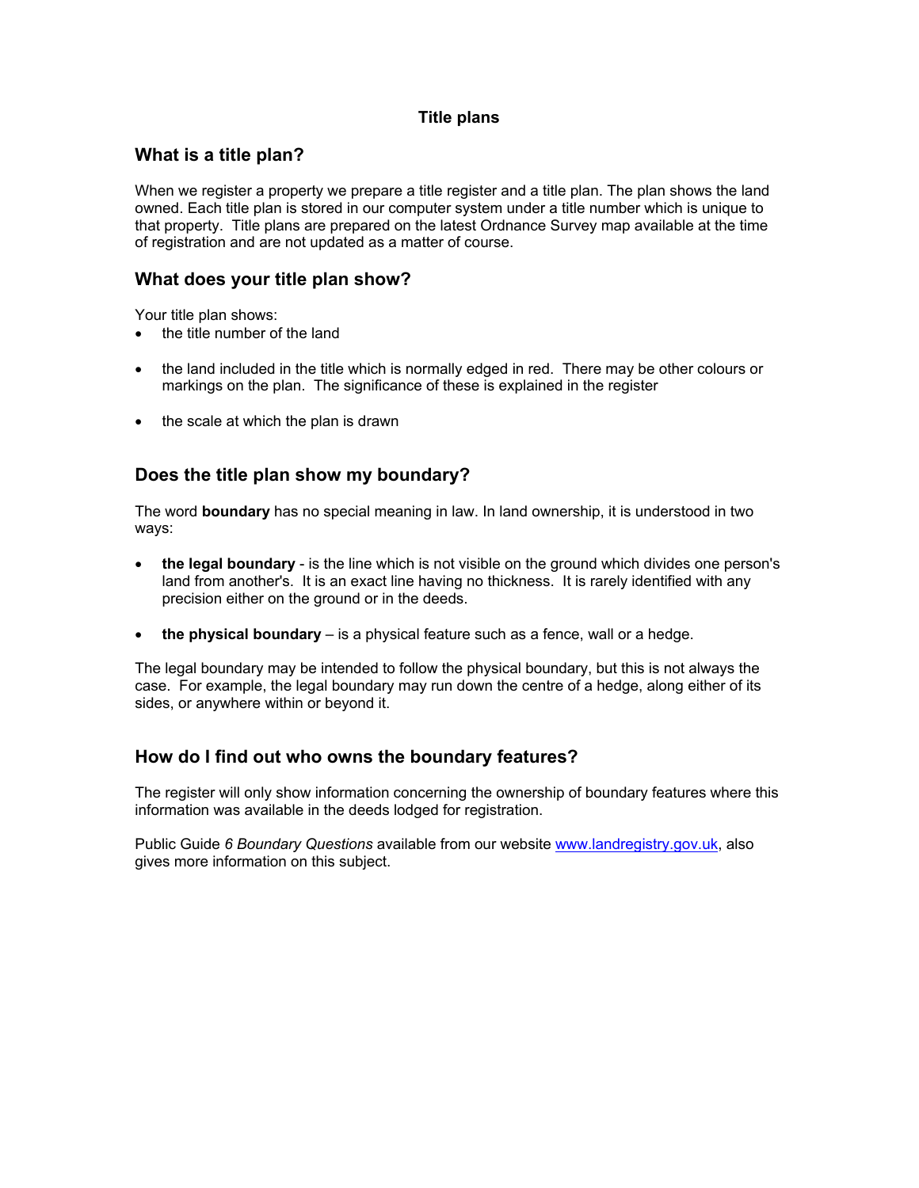# Title plans

## What is a title plan?

When we register a property we prepare a title register and a title plan. The plan shows the land owned. Each title plan is stored in our computer system under a title number which is unique to that property. Title plans are prepared on the latest Ordnance Survey map available at the time of registration and are not updated as a matter of course.

## What does your title plan show?

Your title plan shows:

- the title number of the land
- the land included in the title which is normally edged in red. There may be other colours or markings on the plan. The significance of these is explained in the register
- the scale at which the plan is drawn

## Does the title plan show my boundary?

The word **boundary** has no special meaning in law. In land ownership, it is understood in two ways:

- **the legal boundary** - is the line which is not visible on the ground which divides one person's land from another's. It is an exact line having no thickness. It is rarely identified with any precision either on the ground or in the deeds.
- **the physical boundary** – is a physical feature such as a fence, wall or a hedge.

The legal boundary may be intended to follow the physical boundary, but this is not always the case. For example, the legal boundary may run down the centre of a hedge, along either of its sides, or anywhere within or beyond it.

## How do I find out who owns the boundary features?

The register will only show information concerning the ownership of boundary features where this information was available in the deeds lodged for registration.

Public Guide *6 Boundary Questions* available from our website [www.landregistry.gov.uk](http://www.landregistry.gov.uk), also gives more information on this subject.